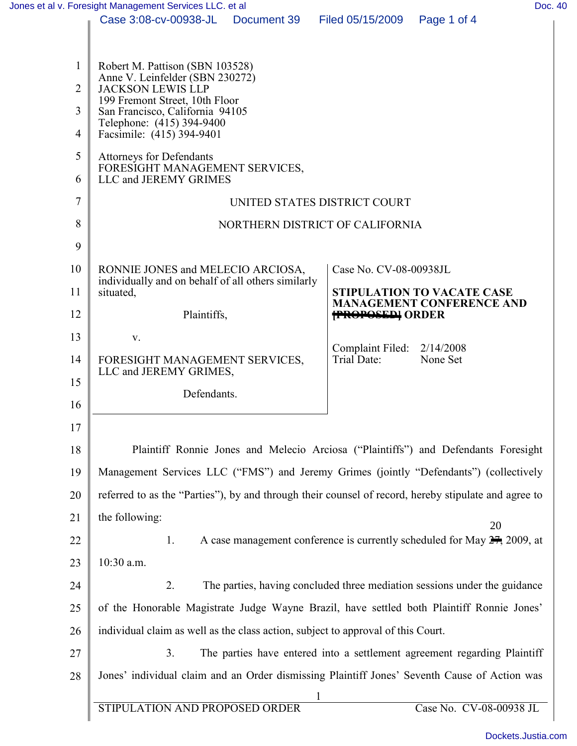Robert M. Pattison (SBN 103528)
Anne V. Leinfelder (SBN 230272)
JACKSON LEWIS LLP
199 Fremont Street, 10th Floor
San Francisco, California 94105
Telephone: (415) 394-9400
Facsimile: (415) 394-9401

Attorneys for Defendants
FORESIGHT MANAGEMENT SERVICES, LLC and JEREMY GRIMES

UNITED STATES DISTRICT COURT

NORTHERN DISTRICT OF CALIFORNIA

RONNIE JONES and MELECIO ARCIOSA, individually and on behalf of all others similarly situated,

Plaintiffs,

v.

FORESIGHT MANAGEMENT SERVICES, LLC and JEREMY GRIMES,

Defendants.

Case No. CV-08-00938JL

**STIPULATION TO VACATE CASE MANAGEMENT CONFERENCE AND ~~[PROPOSED]~~ ORDER**

Complaint Filed: 2/14/2008
Trial Date: None Set

Plaintiff Ronnie Jones and Melecio Arciosa ("Plaintiffs") and Defendants Foresight Management Services LLC ("FMS") and Jeremy Grimes (jointly "Defendants") (collectively referred to as the "Parties"), by and through their counsel of record, hereby stipulate and agree to the following:

1. A case management conference is currently scheduled for May ~~27~~ 20, 2009, at 10:30 a.m.

2. The parties, having concluded three mediation sessions under the guidance of the Honorable Magistrate Judge Wayne Brazil, have settled both Plaintiff Ronnie Jones' individual claim as well as the class action, subject to approval of this Court.

3. The parties have entered into a settlement agreement regarding Plaintiff Jones' individual claim and an Order dismissing Plaintiff Jones' Seventh Cause of Action was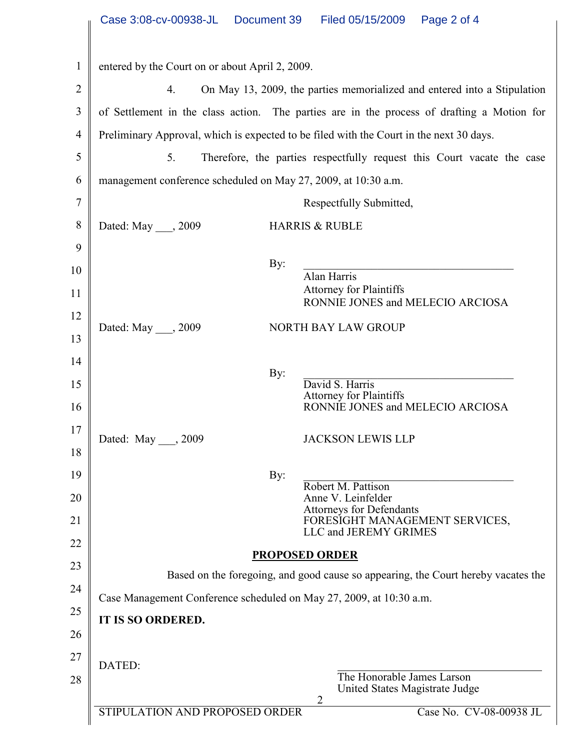entered by the Court on or about April 2, 2009.

4. On May 13, 2009, the parties memorialized and entered into a Stipulation of Settlement in the class action. The parties are in the process of drafting a Motion for Preliminary Approval, which is expected to be filed with the Court in the next 30 days.

5. Therefore, the parties respectfully request this Court vacate the case management conference scheduled on May 27, 2009, at 10:30 a.m.

Respectfully Submitted,

Dated: May ___, 2009

HARRIS & RUBLE

By: ________________________________
Alan Harris
Attorney for Plaintiffs
RONNIE JONES and MELECIO ARCIOSA

Dated: May ___, 2009

NORTH BAY LAW GROUP

By: ________________________________
David S. Harris
Attorney for Plaintiffs
RONNIE JONES and MELECIO ARCIOSA

Dated: May ___, 2009

JACKSON LEWIS LLP

By: ________________________________
Robert M. Pattison
Anne V. Leinfelder
Attorneys for Defendants
FORESIGHT MANAGEMENT SERVICES, LLC and JEREMY GRIMES

**PROPOSED ORDER**

Based on the foregoing, and good cause so appearing, the Court hereby vacates the Case Management Conference scheduled on May 27, 2009, at 10:30 a.m.

**IT IS SO ORDERED.**

DATED:

________________________________
The Honorable James Larson
United States Magistrate Judge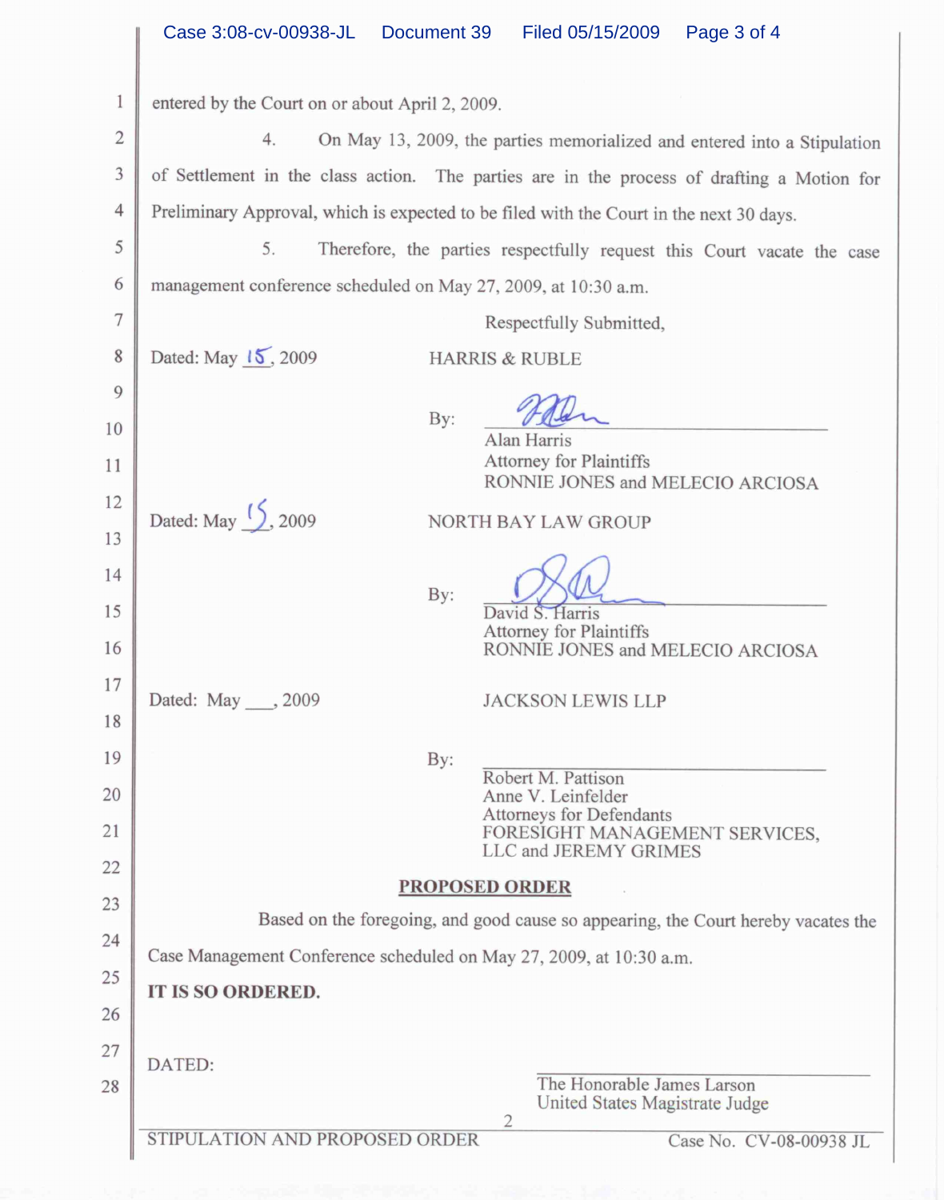entered by the Court on or about April 2, 2009.

4. On May 13, 2009, the parties memorialized and entered into a Stipulation of Settlement in the class action. The parties are in the process of drafting a Motion for Preliminary Approval, which is expected to be filed with the Court in the next 30 days.

5. Therefore, the parties respectfully request this Court vacate the case management conference scheduled on May 27, 2009, at 10:30 a.m.

Respectfully Submitted,

Dated: May 15, 2009

HARRIS & RUBLE

By: ______________________
Alan Harris
Attorney for Plaintiffs
RONNIE JONES and MELECIO ARCIOSA

Dated: May 15, 2009

NORTH BAY LAW GROUP

By: ______________________
David S. Harris
Attorney for Plaintiffs
RONNIE JONES and MELECIO ARCIOSA

Dated: May ___, 2009

JACKSON LEWIS LLP

By: ______________________
Robert M. Pattison
Anne V. Leinfelder
Attorneys for Defendants
FORESIGHT MANAGEMENT SERVICES, LLC and JEREMY GRIMES

**PROPOSED ORDER**

Based on the foregoing, and good cause so appearing, the Court hereby vacates the Case Management Conference scheduled on May 27, 2009, at 10:30 a.m.

**IT IS SO ORDERED.**

DATED:

______________________
The Honorable James Larson
United States Magistrate Judge

STIPULATION AND PROPOSED ORDER — Case No. CV-08-00938 JL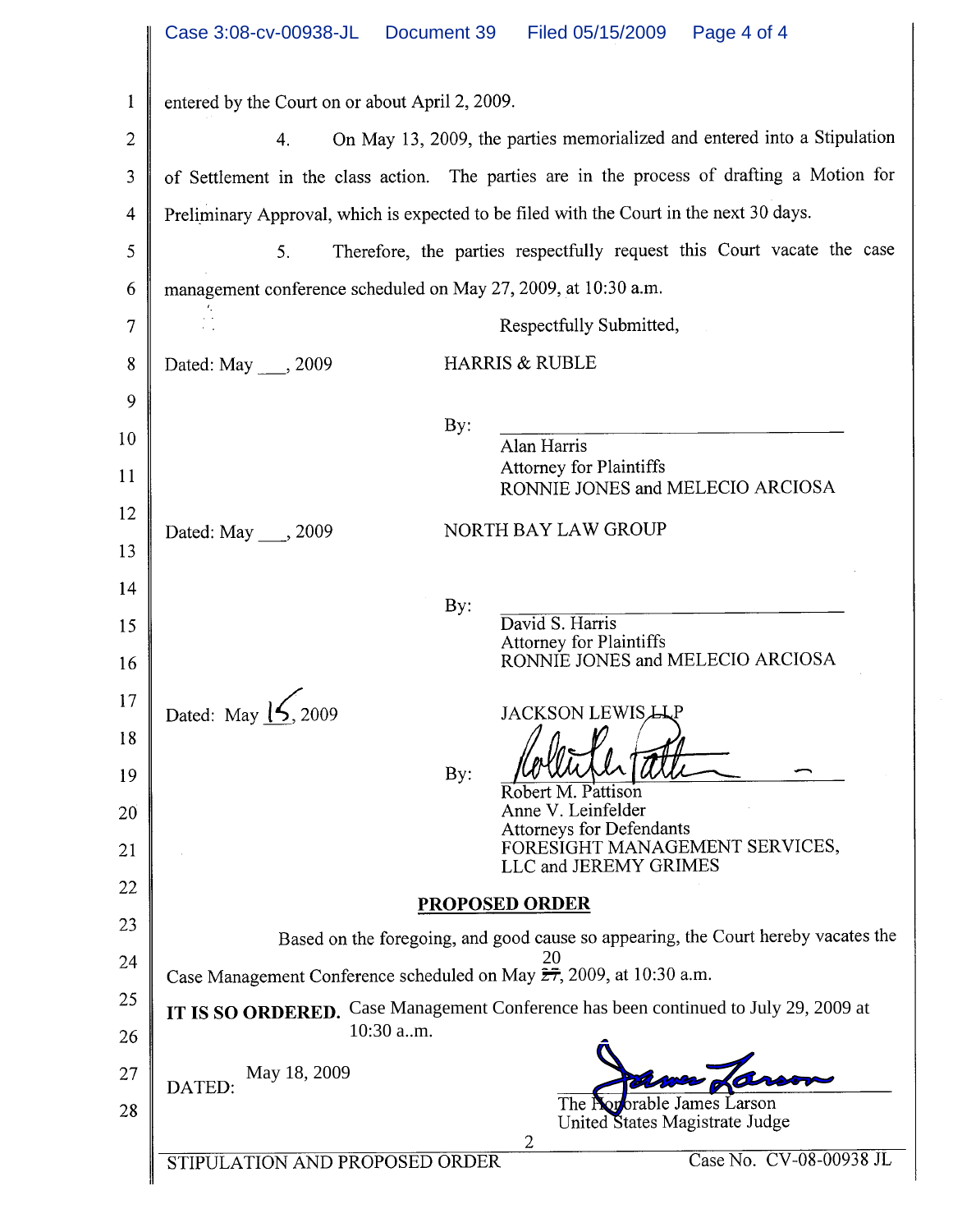entered by the Court on or about April 2, 2009.

4. On May 13, 2009, the parties memorialized and entered into a Stipulation of Settlement in the class action. The parties are in the process of drafting a Motion for Preliminary Approval, which is expected to be filed with the Court in the next 30 days.

5. Therefore, the parties respectfully request this Court vacate the case management conference scheduled on May 27, 2009, at 10:30 a.m.

Respectfully Submitted,

Dated: May ___, 2009

HARRIS & RUBLE

By: ______________________
Alan Harris
Attorney for Plaintiffs
RONNIE JONES and MELECIO ARCIOSA

Dated: May ___, 2009

NORTH BAY LAW GROUP

By: ______________________
David S. Harris
Attorney for Plaintiffs
RONNIE JONES and MELECIO ARCIOSA

Dated: May 15, 2009

JACKSON LEWIS LLP

By: [signature]
Robert M. Pattison
Anne V. Leinfelder
Attorneys for Defendants
FORESIGHT MANAGEMENT SERVICES, LLC and JEREMY GRIMES

**PROPOSED ORDER**

Based on the foregoing, and good cause so appearing, the Court hereby vacates the Case Management Conference scheduled on May ~~27~~ 20, 2009, at 10:30 a.m.

**IT IS SO ORDERED.** Case Management Conference has been continued to July 29, 2009 at 10:30 a..m.

DATED: May 18, 2009

[signature]
The Honorable James Larson
United States Magistrate Judge

STIPULATION AND PROPOSED ORDER — Case No. CV-08-00938 JL